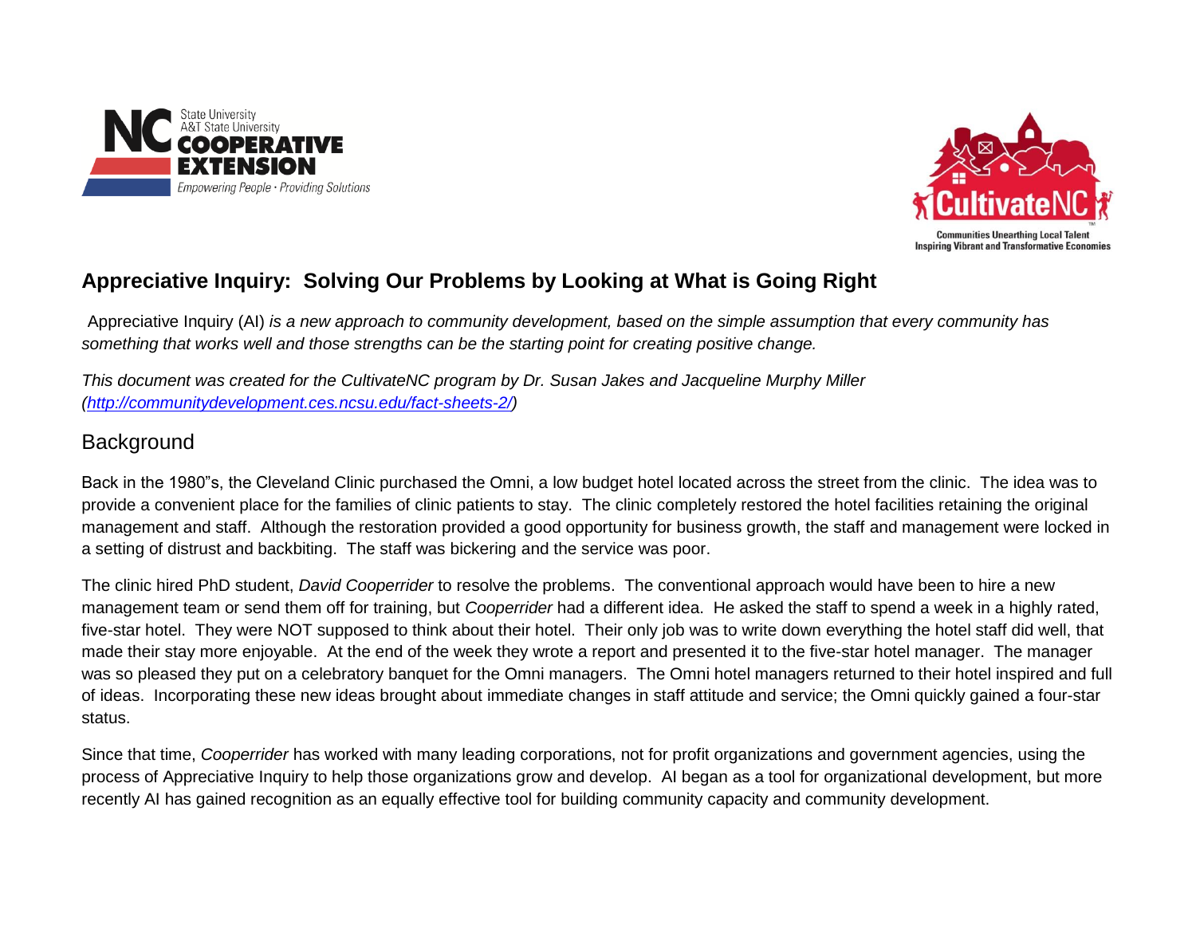# Appreciative Inquiry: Solving Our Problems by Looking at What is Going Right

Appreciative Inquiry (AI) *is a new approach to community development, based on the simple assumption that every community has something that works well and those strengths can be the starting point for creating positive change.*

*This document was created for the CultivateNC program by Dr. Susan Jakes and Jacqueline Murphy Miller ([http://communitydevelopment.ces.ncsu.edu/fact-sheets-2/](http://communitydevelopment.ces.ncsu.edu/fact-sheets-2/))*

## Background

Back in the 1980"s, the Cleveland Clinic purchased the Omni, a low budget hotel located across the street from the clinic. The idea was to provide a convenient place for the families of clinic patients to stay. The clinic completely restored the hotel facilities retaining the original management and staff. Although the restoration provided a good opportunity for business growth, the staff and management were locked in a setting of distrust and backbiting. The staff was bickering and the service was poor.

The clinic hired PhD student, *David Cooperrider* to resolve the problems. The conventional approach would have been to hire a new management team or send them off for training, but *Cooperrider* had a different idea. He asked the staff to spend a week in a highly rated, five-star hotel. They were NOT supposed to think about their hotel. Their only job was to write down everything the hotel staff did well, that made their stay more enjoyable. At the end of the week they wrote a report and presented it to the five-star hotel manager. The manager was so pleased they put on a celebratory banquet for the Omni managers. The Omni hotel managers returned to their hotel inspired and full of ideas. Incorporating these new ideas brought about immediate changes in staff attitude and service; the Omni quickly gained a four-star status.

Since that time, *Cooperrider* has worked with many leading corporations, not for profit organizations and government agencies, using the process of Appreciative Inquiry to help those organizations grow and develop. AI began as a tool for organizational development, but more recently AI has gained recognition as an equally effective tool for building community capacity and community development.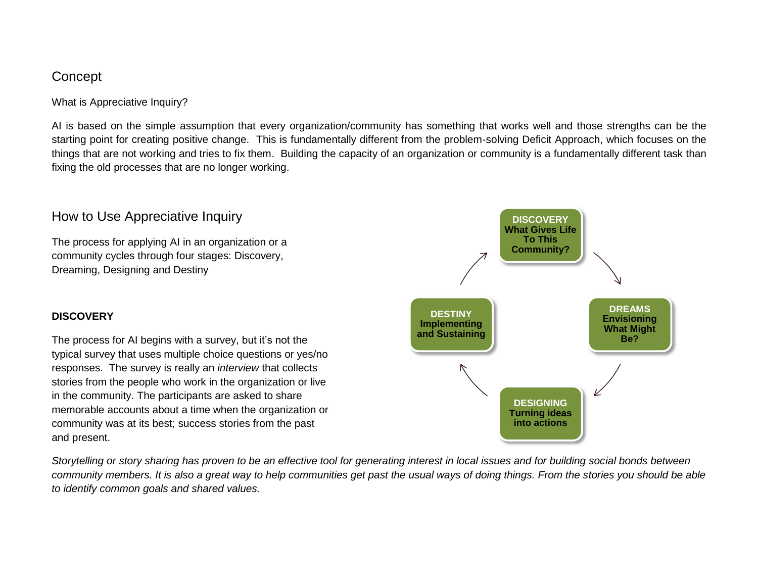## Concept

What is Appreciative Inquiry?

AI is based on the simple assumption that every organization/community has something that works well and those strengths can be the starting point for creating positive change. This is fundamentally different from the problem-solving Deficit Approach, which focuses on the things that are not working and tries to fix them. Building the capacity of an organization or community is a fundamentally different task than fixing the old processes that are no longer working.

## How to Use Appreciative Inquiry

The process for applying AI in an organization or a community cycles through four stages: Discovery, Dreaming, Designing and Destiny

**DISCOVERY**
**What Gives Life To This Community?**

**DREAMS**
**Envisioning What Might Be?**

**DESIGNING**
**Turning ideas into actions**

**DESTINY**
**Implementing and Sustaining**

### DISCOVERY

The process for AI begins with a survey, but it's not the typical survey that uses multiple choice questions or yes/no responses. The survey is really an *interview* that collects stories from the people who work in the organization or live in the community. The participants are asked to share memorable accounts about a time when the organization or community was at its best; success stories from the past and present.

*Storytelling or story sharing has proven to be an effective tool for generating interest in local issues and for building social bonds between community members. It is also a great way to help communities get past the usual ways of doing things. From the stories you should be able to identify common goals and shared values.*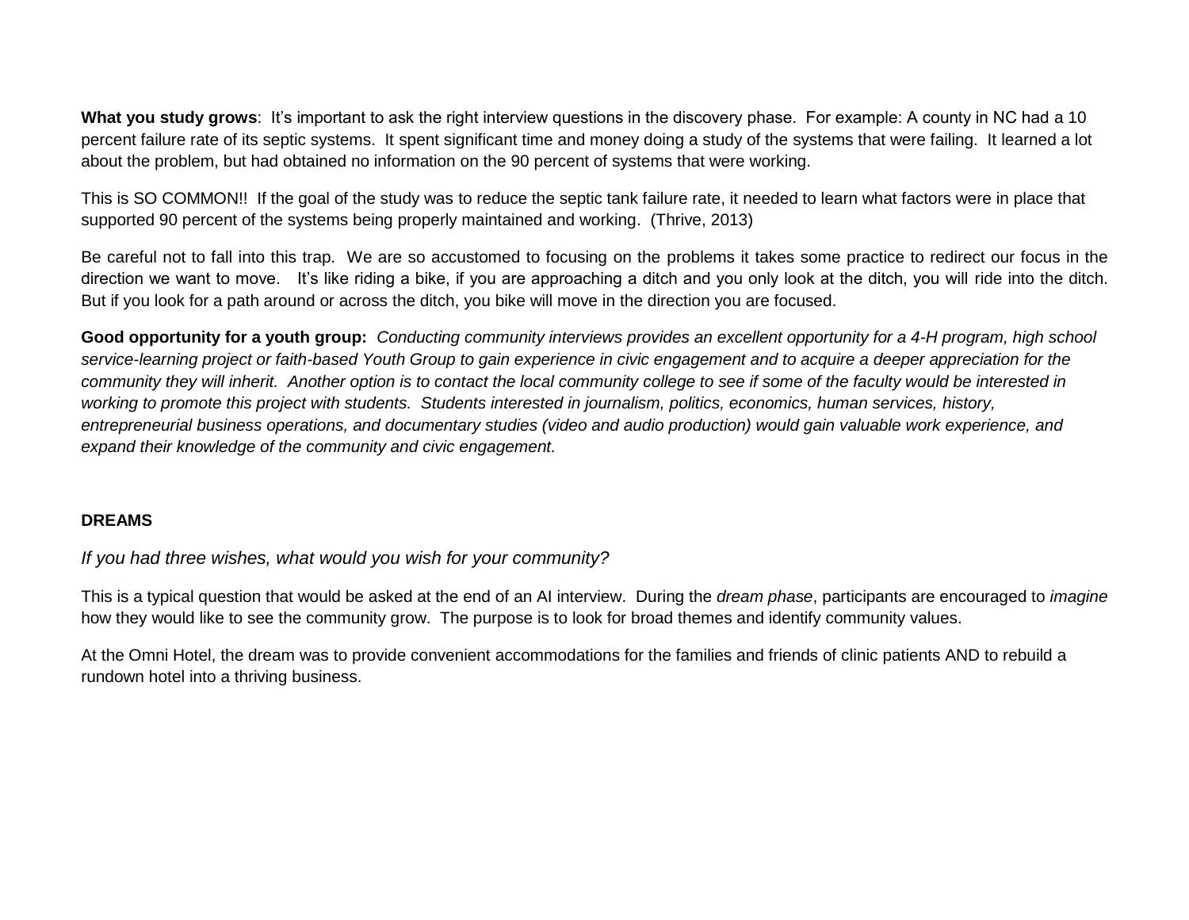**What you study grows**: It's important to ask the right interview questions in the discovery phase. For example: A county in NC had a 10 percent failure rate of its septic systems. It spent significant time and money doing a study of the systems that were failing. It learned a lot about the problem, but had obtained no information on the 90 percent of systems that were working.

This is SO COMMON!! If the goal of the study was to reduce the septic tank failure rate, it needed to learn what factors were in place that supported 90 percent of the systems being properly maintained and working. (Thrive, 2013)

Be careful not to fall into this trap. We are so accustomed to focusing on the problems it takes some practice to redirect our focus in the direction we want to move. It's like riding a bike, if you are approaching a ditch and you only look at the ditch, you will ride into the ditch. But if you look for a path around or across the ditch, you bike will move in the direction you are focused.

**Good opportunity for a youth group:** *Conducting community interviews provides an excellent opportunity for a 4-H program, high school service-learning project or faith-based Youth Group to gain experience in civic engagement and to acquire a deeper appreciation for the community they will inherit. Another option is to contact the local community college to see if some of the faculty would be interested in working to promote this project with students. Students interested in journalism, politics, economics, human services, history, entrepreneurial business operations, and documentary studies (video and audio production) would gain valuable work experience, and expand their knowledge of the community and civic engagement.*

**DREAMS**

*If you had three wishes, what would you wish for your community?*

This is a typical question that would be asked at the end of an AI interview. During the *dream phase*, participants are encouraged to *imagine* how they would like to see the community grow. The purpose is to look for broad themes and identify community values.

At the Omni Hotel, the dream was to provide convenient accommodations for the families and friends of clinic patients AND to rebuild a rundown hotel into a thriving business.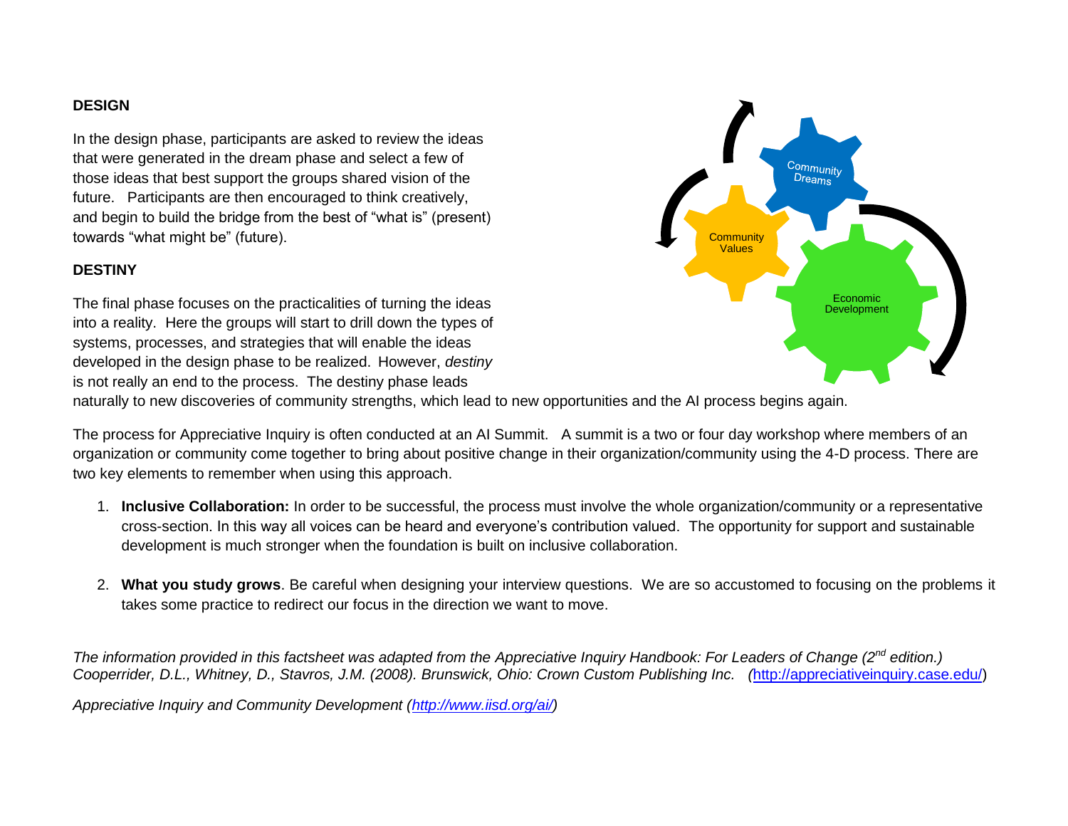**DESIGN**

In the design phase, participants are asked to review the ideas that were generated in the dream phase and select a few of those ideas that best support the groups shared vision of the future. Participants are then encouraged to think creatively, and begin to build the bridge from the best of "what is" (present) towards "what might be" (future).

**DESTINY**

The final phase focuses on the practicalities of turning the ideas into a reality. Here the groups will start to drill down the types of systems, processes, and strategies that will enable the ideas developed in the design phase to be realized. However, *destiny* is not really an end to the process. The destiny phase leads naturally to new discoveries of community strengths, which lead to new opportunities and the AI process begins again.

Community Dreams
Community Values
Economic Development

The process for Appreciative Inquiry is often conducted at an AI Summit. A summit is a two or four day workshop where members of an organization or community come together to bring about positive change in their organization/community using the 4-D process. There are two key elements to remember when using this approach.

1. **Inclusive Collaboration:** In order to be successful, the process must involve the whole organization/community or a representative cross-section. In this way all voices can be heard and everyone's contribution valued. The opportunity for support and sustainable development is much stronger when the foundation is built on inclusive collaboration.

2. **What you study grows**. Be careful when designing your interview questions. We are so accustomed to focusing on the problems it takes some practice to redirect our focus in the direction we want to move.

*The information provided in this factsheet was adapted from the Appreciative Inquiry Handbook: For Leaders of Change (2nd edition.) Cooperrider, D.L., Whitney, D., Stavros, J.M. (2008). Brunswick, Ohio: Crown Custom Publishing Inc. (*http://appreciativeinquiry.case.edu/)

*Appreciative Inquiry and Community Development (http://www.iisd.org/ai/)*